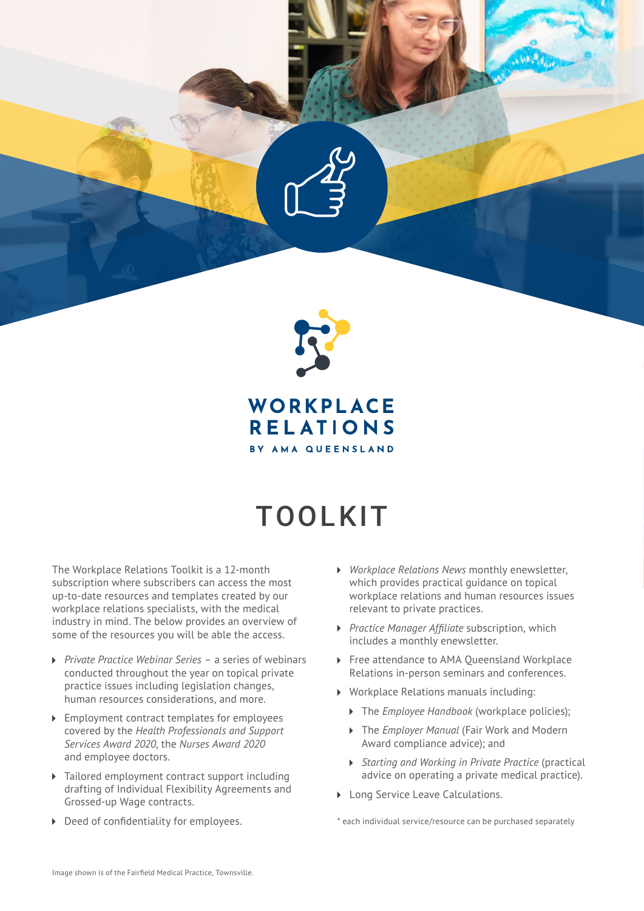WORKPLACE RELATIONS

BY AMA QUEENSLAND

# TOOLKIT

The Workplace Relations Toolkit is a 12-month subscription where subscribers can access the most up-to-date resources and templates created by our workplace relations specialists, with the medical industry in mind. The below provides an overview of some of the resources you will be able the access.

- *Private Practice Webinar Series* – a series of webinars conducted throughout the year on topical private practice issues including legislation changes, human resources considerations, and more.
- Employment contract templates for employees covered by the *Health Professionals and Support Services Award 2020*, the *Nurses Award 2020* and employee doctors.
- Tailored employment contract support including drafting of Individual Flexibility Agreements and Grossed-up Wage contracts.
- Deed of confidentiality for employees.
- *Workplace Relations News* monthly enewsletter, which provides practical guidance on topical workplace relations and human resources issues relevant to private practices.
- *Practice Manager Affiliate* subscription, which includes a monthly enewsletter.
- Free attendance to AMA Queensland Workplace Relations in-person seminars and conferences.
- Workplace Relations manuals including:
  - The *Employee Handbook* (workplace policies);
  - The *Employer Manual* (Fair Work and Modern Award compliance advice); and
  - *Starting and Working in Private Practice* (practical advice on operating a private medical practice).
- Long Service Leave Calculations.

* each individual service/resource can be purchased separately

Image shown is of the Fairfield Medical Practice, Townsville.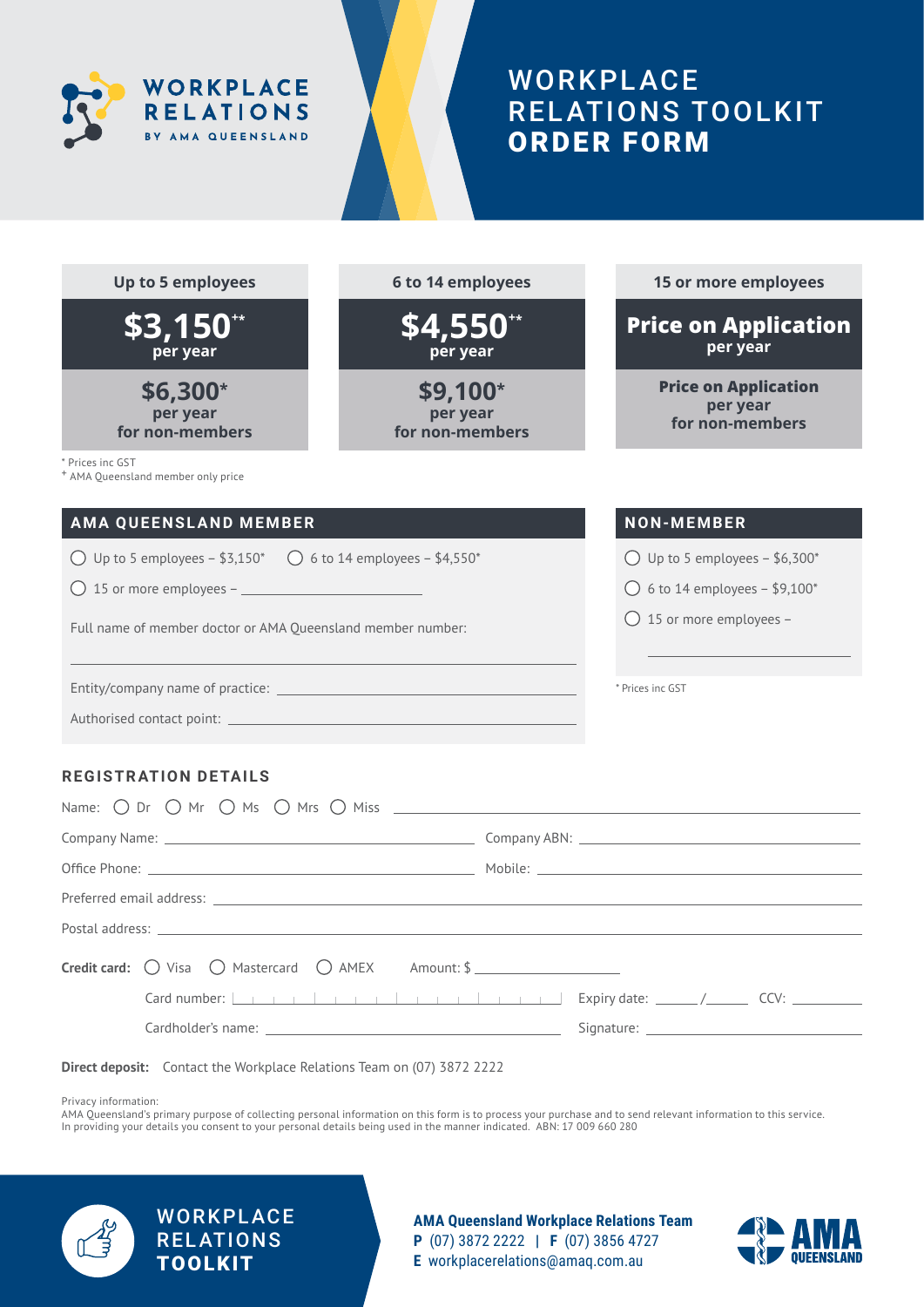WORKPLACE RELATIONS BY AMA QUEENSLAND

# WORKPLACE RELATIONS TOOLKIT ORDER FORM

| Up to 5 employees | 6 to 14 employees | 15 or more employees |
|---|---|---|
| **$3,150**\*+ per year | **$4,550**\*+ per year | **Price on Application** per year |
| **$6,300**\* per year for non-members | **$9,100**\* per year for non-members | **Price on Application** per year for non-members |

\* Prices inc GST
\+ AMA Queensland member only price

## AMA QUEENSLAND MEMBER

◯ Up to 5 employees – $3,150\*+ ◯ 6 to 14 employees – $4,550\*+

◯ 15 or more employees – ______________________

Full name of member doctor or AMA Queensland member number:

______________________________________________

Entity/company name of practice: ______________________

Authorised contact point: ______________________

## NON-MEMBER

◯ Up to 5 employees – $6,300\*

◯ 6 to 14 employees – $9,100\*

◯ 15 or more employees –

______________________

\* Prices inc GST

## REGISTRATION DETAILS

Name: ◯ Dr ◯ Mr ◯ Ms ◯ Mrs ◯ Miss ______________________

Company Name: ______________________ Company ABN: ______________________

Office Phone: ______________________ Mobile: ______________________

Preferred email address: ______________________

Postal address: ______________________

**Credit card:** ◯ Visa ◯ Mastercard ◯ AMEX Amount: $ ______________

Card number: ________________ Expiry date: ____/____ CCV: ________

Cardholder's name: ______________________ Signature: ______________________

**Direct deposit:** Contact the Workplace Relations Team on (07) 3872 2222

Privacy information:
AMA Queensland's primary purpose of collecting personal information on this form is to process your purchase and to send relevant information to this service. In providing your details you consent to your personal details being used in the manner indicated. ABN: 17 009 660 280

WORKPLACE RELATIONS **TOOLKIT**

**AMA Queensland Workplace Relations Team**
**P** (07) 3872 2222 | **F** (07) 3856 4727
**E** workplacerelations@amaq.com.au

AMA QUEENSLAND